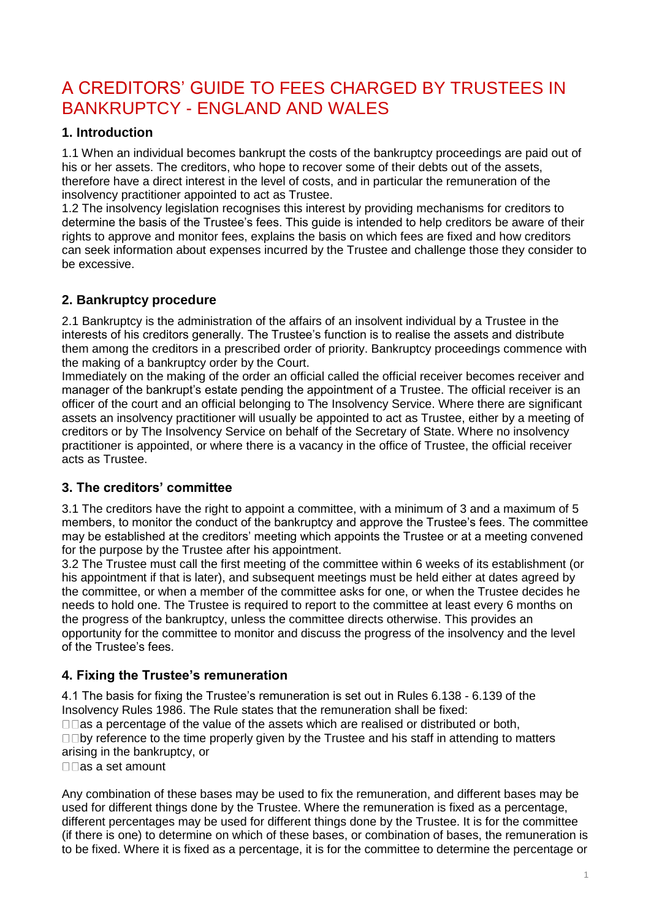# A CREDITORS' GUIDE TO FEES CHARGED BY TRUSTEES IN BANKRUPTCY - ENGLAND AND WALES

## 1. Introduction

1.1 When an individual becomes bankrupt the costs of the bankruptcy proceedings are paid out of his or her assets. The creditors, who hope to recover some of their debts out of the assets, therefore have a direct interest in the level of costs, and in particular the remuneration of the insolvency practitioner appointed to act as Trustee.

1.2 The insolvency legislation recognises this interest by providing mechanisms for creditors to determine the basis of the Trustee's fees. This guide is intended to help creditors be aware of their rights to approve and monitor fees, explains the basis on which fees are fixed and how creditors can seek information about expenses incurred by the Trustee and challenge those they consider to be excessive.

## 2. Bankruptcy procedure

2.1 Bankruptcy is the administration of the affairs of an insolvent individual by a Trustee in the interests of his creditors generally. The Trustee's function is to realise the assets and distribute them among the creditors in a prescribed order of priority. Bankruptcy proceedings commence with the making of a bankruptcy order by the Court.

Immediately on the making of the order an official called the official receiver becomes receiver and manager of the bankrupt's estate pending the appointment of a Trustee. The official receiver is an officer of the court and an official belonging to The Insolvency Service. Where there are significant assets an insolvency practitioner will usually be appointed to act as Trustee, either by a meeting of creditors or by The Insolvency Service on behalf of the Secretary of State. Where no insolvency practitioner is appointed, or where there is a vacancy in the office of Trustee, the official receiver acts as Trustee.

## 3. The creditors' committee

3.1 The creditors have the right to appoint a committee, with a minimum of 3 and a maximum of 5 members, to monitor the conduct of the bankruptcy and approve the Trustee's fees. The committee may be established at the creditors' meeting which appoints the Trustee or at a meeting convened for the purpose by the Trustee after his appointment.

3.2 The Trustee must call the first meeting of the committee within 6 weeks of its establishment (or his appointment if that is later), and subsequent meetings must be held either at dates agreed by the committee, or when a member of the committee asks for one, or when the Trustee decides he needs to hold one. The Trustee is required to report to the committee at least every 6 months on the progress of the bankruptcy, unless the committee directs otherwise. This provides an opportunity for the committee to monitor and discuss the progress of the insolvency and the level of the Trustee's fees.

## 4. Fixing the Trustee's remuneration

4.1 The basis for fixing the Trustee's remuneration is set out in Rules 6.138 - 6.139 of the Insolvency Rules 1986. The Rule states that the remuneration shall be fixed:

- as a percentage of the value of the assets which are realised or distributed or both,
- by reference to the time properly given by the Trustee and his staff in attending to matters arising in the bankruptcy, or
- as a set amount

Any combination of these bases may be used to fix the remuneration, and different bases may be used for different things done by the Trustee. Where the remuneration is fixed as a percentage, different percentages may be used for different things done by the Trustee. It is for the committee (if there is one) to determine on which of these bases, or combination of bases, the remuneration is to be fixed. Where it is fixed as a percentage, it is for the committee to determine the percentage or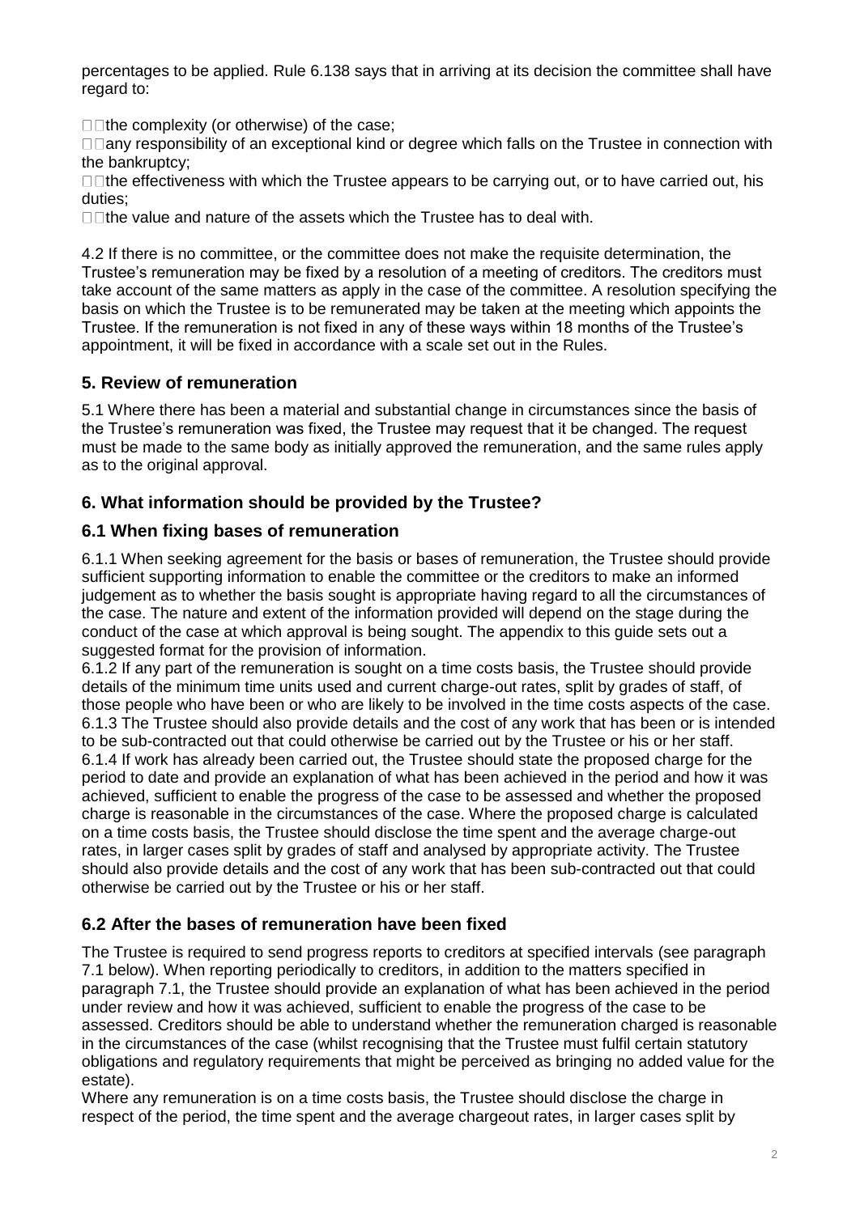percentages to be applied. Rule 6.138 says that in arriving at its decision the committee shall have regard to:

- the complexity (or otherwise) of the case;
- any responsibility of an exceptional kind or degree which falls on the Trustee in connection with the bankruptcy;
- the effectiveness with which the Trustee appears to be carrying out, or to have carried out, his duties;
- the value and nature of the assets which the Trustee has to deal with.

4.2 If there is no committee, or the committee does not make the requisite determination, the Trustee's remuneration may be fixed by a resolution of a meeting of creditors. The creditors must take account of the same matters as apply in the case of the committee. A resolution specifying the basis on which the Trustee is to be remunerated may be taken at the meeting which appoints the Trustee. If the remuneration is not fixed in any of these ways within 18 months of the Trustee's appointment, it will be fixed in accordance with a scale set out in the Rules.

## 5. Review of remuneration

5.1 Where there has been a material and substantial change in circumstances since the basis of the Trustee's remuneration was fixed, the Trustee may request that it be changed. The request must be made to the same body as initially approved the remuneration, and the same rules apply as to the original approval.

## 6. What information should be provided by the Trustee?

## 6.1 When fixing bases of remuneration

6.1.1 When seeking agreement for the basis or bases of remuneration, the Trustee should provide sufficient supporting information to enable the committee or the creditors to make an informed judgement as to whether the basis sought is appropriate having regard to all the circumstances of the case. The nature and extent of the information provided will depend on the stage during the conduct of the case at which approval is being sought. The appendix to this guide sets out a suggested format for the provision of information.

6.1.2 If any part of the remuneration is sought on a time costs basis, the Trustee should provide details of the minimum time units used and current charge-out rates, split by grades of staff, of those people who have been or who are likely to be involved in the time costs aspects of the case.

6.1.3 The Trustee should also provide details and the cost of any work that has been or is intended to be sub-contracted out that could otherwise be carried out by the Trustee or his or her staff.

6.1.4 If work has already been carried out, the Trustee should state the proposed charge for the period to date and provide an explanation of what has been achieved in the period and how it was achieved, sufficient to enable the progress of the case to be assessed and whether the proposed charge is reasonable in the circumstances of the case. Where the proposed charge is calculated on a time costs basis, the Trustee should disclose the time spent and the average charge-out rates, in larger cases split by grades of staff and analysed by appropriate activity. The Trustee should also provide details and the cost of any work that has been sub-contracted out that could otherwise be carried out by the Trustee or his or her staff.

## 6.2 After the bases of remuneration have been fixed

The Trustee is required to send progress reports to creditors at specified intervals (see paragraph 7.1 below). When reporting periodically to creditors, in addition to the matters specified in paragraph 7.1, the Trustee should provide an explanation of what has been achieved in the period under review and how it was achieved, sufficient to enable the progress of the case to be assessed. Creditors should be able to understand whether the remuneration charged is reasonable in the circumstances of the case (whilst recognising that the Trustee must fulfil certain statutory obligations and regulatory requirements that might be perceived as bringing no added value for the estate).

Where any remuneration is on a time costs basis, the Trustee should disclose the charge in respect of the period, the time spent and the average chargeout rates, in larger cases split by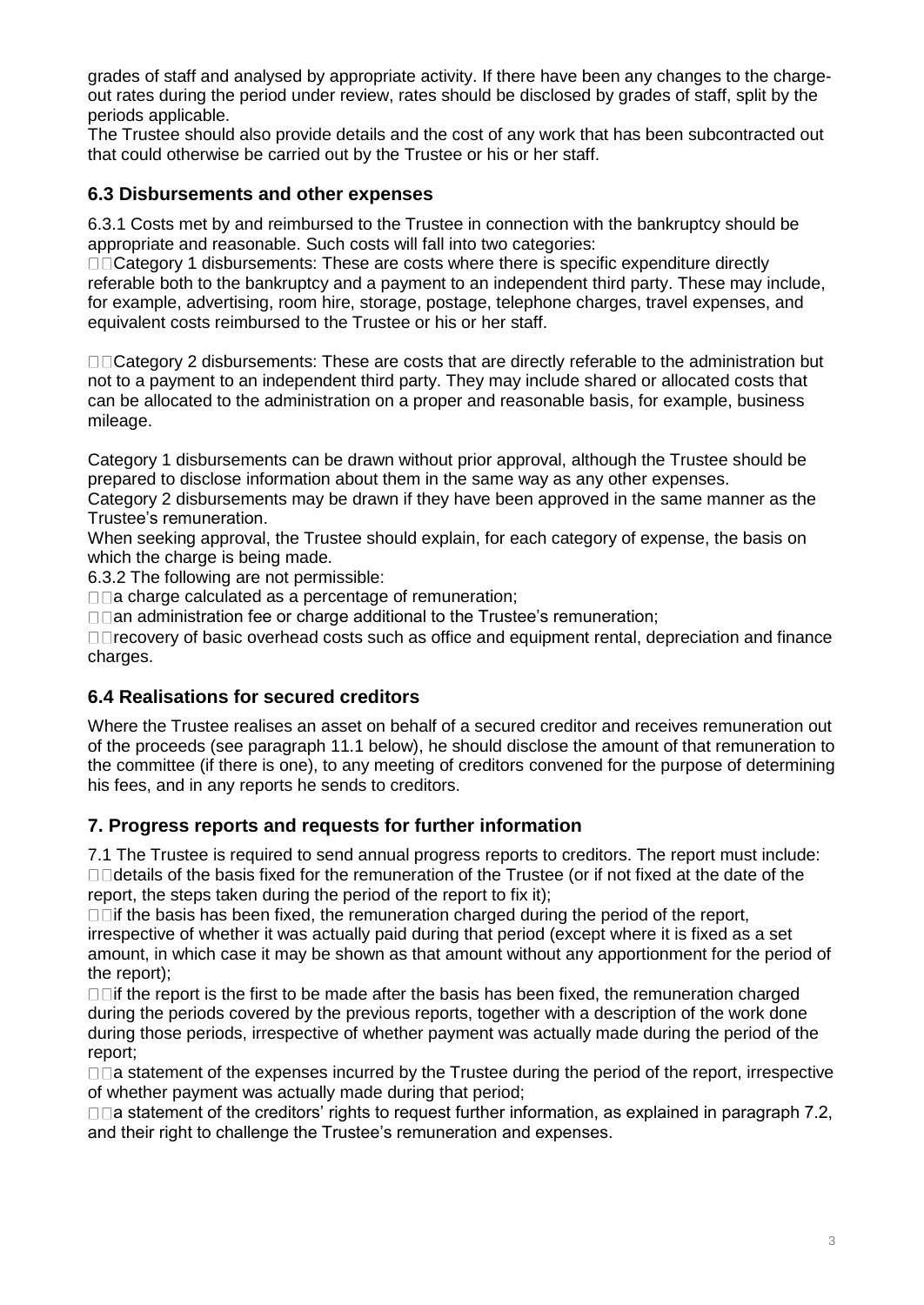grades of staff and analysed by appropriate activity. If there have been any changes to the charge-out rates during the period under review, rates should be disclosed by grades of staff, split by the periods applicable.
The Trustee should also provide details and the cost of any work that has been subcontracted out that could otherwise be carried out by the Trustee or his or her staff.

## 6.3 Disbursements and other expenses

6.3.1 Costs met by and reimbursed to the Trustee in connection with the bankruptcy should be appropriate and reasonable. Such costs will fall into two categories:

- Category 1 disbursements: These are costs where there is specific expenditure directly referable both to the bankruptcy and a payment to an independent third party. These may include, for example, advertising, room hire, storage, postage, telephone charges, travel expenses, and equivalent costs reimbursed to the Trustee or his or her staff.

- Category 2 disbursements: These are costs that are directly referable to the administration but not to a payment to an independent third party. They may include shared or allocated costs that can be allocated to the administration on a proper and reasonable basis, for example, business mileage.

Category 1 disbursements can be drawn without prior approval, although the Trustee should be prepared to disclose information about them in the same way as any other expenses.
Category 2 disbursements may be drawn if they have been approved in the same manner as the Trustee's remuneration.
When seeking approval, the Trustee should explain, for each category of expense, the basis on which the charge is being made.
6.3.2 The following are not permissible:

- a charge calculated as a percentage of remuneration;
- an administration fee or charge additional to the Trustee's remuneration;
- recovery of basic overhead costs such as office and equipment rental, depreciation and finance charges.

## 6.4 Realisations for secured creditors

Where the Trustee realises an asset on behalf of a secured creditor and receives remuneration out of the proceeds (see paragraph 11.1 below), he should disclose the amount of that remuneration to the committee (if there is one), to any meeting of creditors convened for the purpose of determining his fees, and in any reports he sends to creditors.

## 7. Progress reports and requests for further information

7.1 The Trustee is required to send annual progress reports to creditors. The report must include:

- details of the basis fixed for the remuneration of the Trustee (or if not fixed at the date of the report, the steps taken during the period of the report to fix it);
- if the basis has been fixed, the remuneration charged during the period of the report, irrespective of whether it was actually paid during that period (except where it is fixed as a set amount, in which case it may be shown as that amount without any apportionment for the period of the report);
- if the report is the first to be made after the basis has been fixed, the remuneration charged during the periods covered by the previous reports, together with a description of the work done during those periods, irrespective of whether payment was actually made during the period of the report;
- a statement of the expenses incurred by the Trustee during the period of the report, irrespective of whether payment was actually made during that period;
- a statement of the creditors' rights to request further information, as explained in paragraph 7.2, and their right to challenge the Trustee's remuneration and expenses.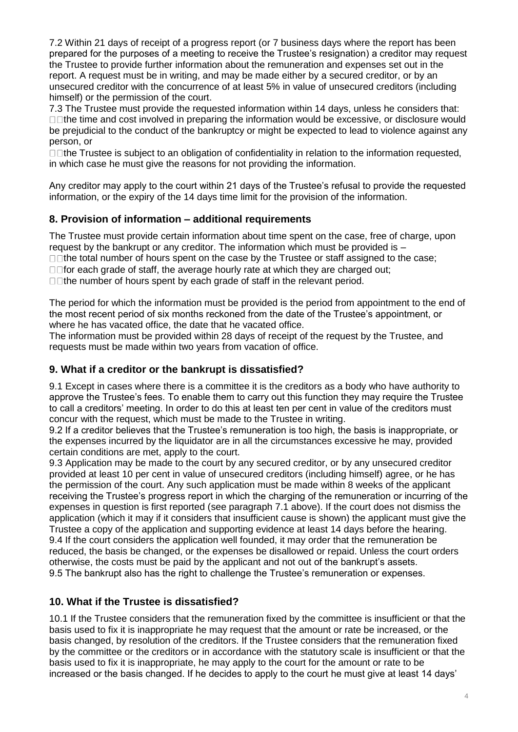7.2 Within 21 days of receipt of a progress report (or 7 business days where the report has been prepared for the purposes of a meeting to receive the Trustee's resignation) a creditor may request the Trustee to provide further information about the remuneration and expenses set out in the report. A request must be in writing, and may be made either by a secured creditor, or by an unsecured creditor with the concurrence of at least 5% in value of unsecured creditors (including himself) or the permission of the court.

7.3 The Trustee must provide the requested information within 14 days, unless he considers that:

- the time and cost involved in preparing the information would be excessive, or disclosure would be prejudicial to the conduct of the bankruptcy or might be expected to lead to violence against any person, or
- the Trustee is subject to an obligation of confidentiality in relation to the information requested, in which case he must give the reasons for not providing the information.

Any creditor may apply to the court within 21 days of the Trustee's refusal to provide the requested information, or the expiry of the 14 days time limit for the provision of the information.

## 8. Provision of information – additional requirements

The Trustee must provide certain information about time spent on the case, free of charge, upon request by the bankrupt or any creditor. The information which must be provided is –

- the total number of hours spent on the case by the Trustee or staff assigned to the case;
- for each grade of staff, the average hourly rate at which they are charged out;
- the number of hours spent by each grade of staff in the relevant period.

The period for which the information must be provided is the period from appointment to the end of the most recent period of six months reckoned from the date of the Trustee's appointment, or where he has vacated office, the date that he vacated office.

The information must be provided within 28 days of receipt of the request by the Trustee, and requests must be made within two years from vacation of office.

## 9. What if a creditor or the bankrupt is dissatisfied?

9.1 Except in cases where there is a committee it is the creditors as a body who have authority to approve the Trustee's fees. To enable them to carry out this function they may require the Trustee to call a creditors' meeting. In order to do this at least ten per cent in value of the creditors must concur with the request, which must be made to the Trustee in writing.

9.2 If a creditor believes that the Trustee's remuneration is too high, the basis is inappropriate, or the expenses incurred by the liquidator are in all the circumstances excessive he may, provided certain conditions are met, apply to the court.

9.3 Application may be made to the court by any secured creditor, or by any unsecured creditor provided at least 10 per cent in value of unsecured creditors (including himself) agree, or he has the permission of the court. Any such application must be made within 8 weeks of the applicant receiving the Trustee's progress report in which the charging of the remuneration or incurring of the expenses in question is first reported (see paragraph 7.1 above). If the court does not dismiss the application (which it may if it considers that insufficient cause is shown) the applicant must give the Trustee a copy of the application and supporting evidence at least 14 days before the hearing.

9.4 If the court considers the application well founded, it may order that the remuneration be reduced, the basis be changed, or the expenses be disallowed or repaid. Unless the court orders otherwise, the costs must be paid by the applicant and not out of the bankrupt's assets.

9.5 The bankrupt also has the right to challenge the Trustee's remuneration or expenses.

## 10. What if the Trustee is dissatisfied?

10.1 If the Trustee considers that the remuneration fixed by the committee is insufficient or that the basis used to fix it is inappropriate he may request that the amount or rate be increased, or the basis changed, by resolution of the creditors. If the Trustee considers that the remuneration fixed by the committee or the creditors or in accordance with the statutory scale is insufficient or that the basis used to fix it is inappropriate, he may apply to the court for the amount or rate to be increased or the basis changed. If he decides to apply to the court he must give at least 14 days'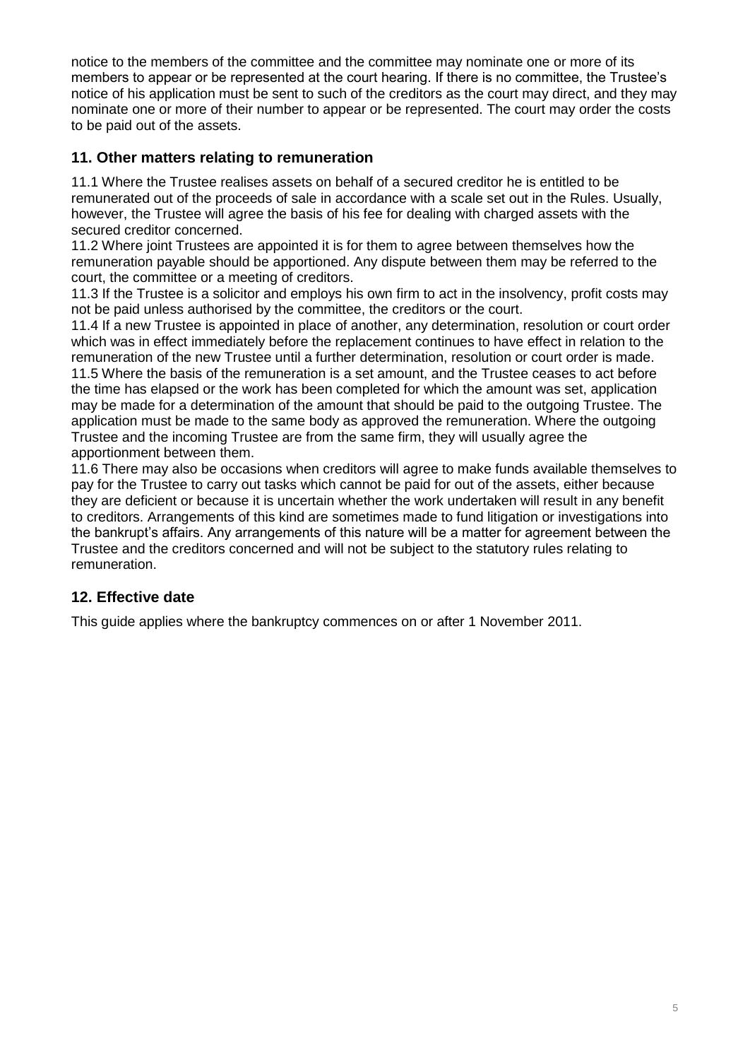notice to the members of the committee and the committee may nominate one or more of its members to appear or be represented at the court hearing. If there is no committee, the Trustee's notice of his application must be sent to such of the creditors as the court may direct, and they may nominate one or more of their number to appear or be represented. The court may order the costs to be paid out of the assets.

## 11. Other matters relating to remuneration

11.1 Where the Trustee realises assets on behalf of a secured creditor he is entitled to be remunerated out of the proceeds of sale in accordance with a scale set out in the Rules. Usually, however, the Trustee will agree the basis of his fee for dealing with charged assets with the secured creditor concerned.

11.2 Where joint Trustees are appointed it is for them to agree between themselves how the remuneration payable should be apportioned. Any dispute between them may be referred to the court, the committee or a meeting of creditors.

11.3 If the Trustee is a solicitor and employs his own firm to act in the insolvency, profit costs may not be paid unless authorised by the committee, the creditors or the court.

11.4 If a new Trustee is appointed in place of another, any determination, resolution or court order which was in effect immediately before the replacement continues to have effect in relation to the remuneration of the new Trustee until a further determination, resolution or court order is made.

11.5 Where the basis of the remuneration is a set amount, and the Trustee ceases to act before the time has elapsed or the work has been completed for which the amount was set, application may be made for a determination of the amount that should be paid to the outgoing Trustee. The application must be made to the same body as approved the remuneration. Where the outgoing Trustee and the incoming Trustee are from the same firm, they will usually agree the apportionment between them.

11.6 There may also be occasions when creditors will agree to make funds available themselves to pay for the Trustee to carry out tasks which cannot be paid for out of the assets, either because they are deficient or because it is uncertain whether the work undertaken will result in any benefit to creditors. Arrangements of this kind are sometimes made to fund litigation or investigations into the bankrupt's affairs. Any arrangements of this nature will be a matter for agreement between the Trustee and the creditors concerned and will not be subject to the statutory rules relating to remuneration.

## 12. Effective date

This guide applies where the bankruptcy commences on or after 1 November 2011.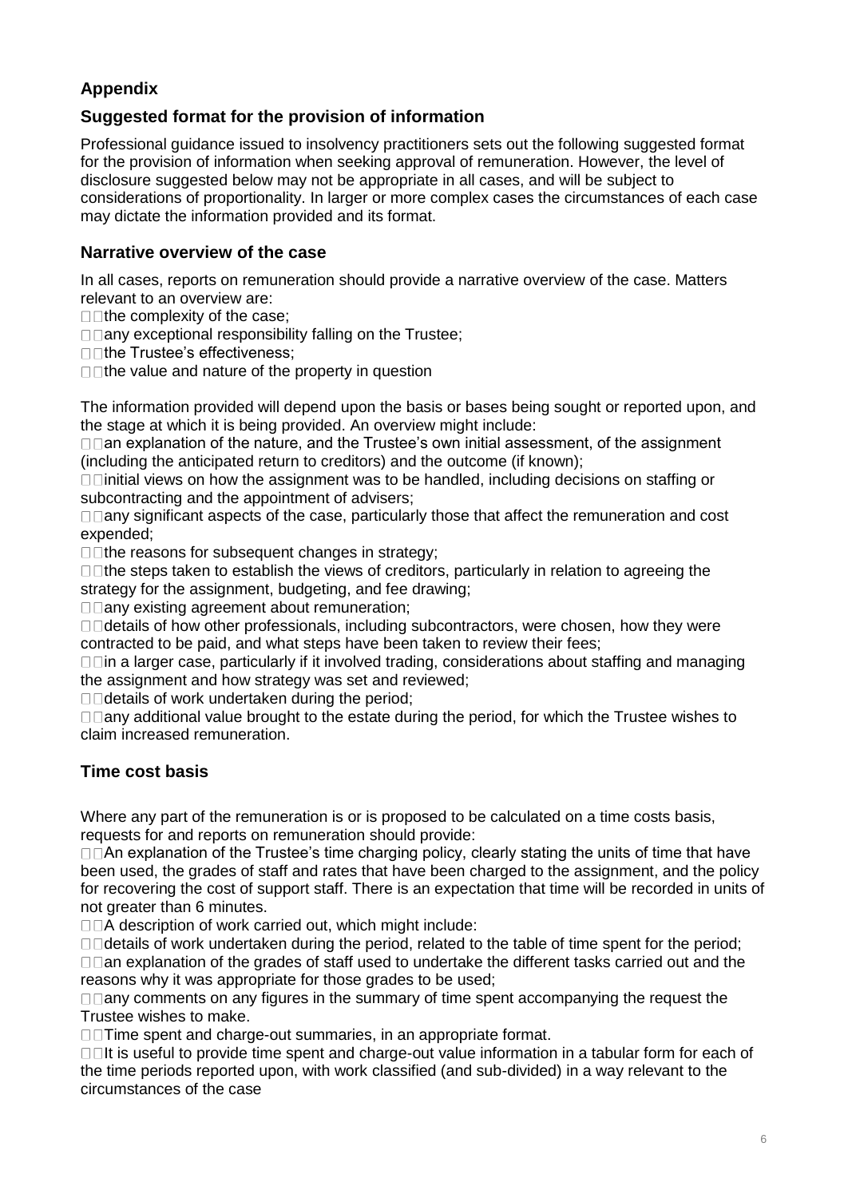## Appendix

### Suggested format for the provision of information

Professional guidance issued to insolvency practitioners sets out the following suggested format for the provision of information when seeking approval of remuneration. However, the level of disclosure suggested below may not be appropriate in all cases, and will be subject to considerations of proportionality. In larger or more complex cases the circumstances of each case may dictate the information provided and its format.

### Narrative overview of the case

In all cases, reports on remuneration should provide a narrative overview of the case. Matters relevant to an overview are:

- the complexity of the case;
- any exceptional responsibility falling on the Trustee;
- the Trustee's effectiveness;
- the value and nature of the property in question

The information provided will depend upon the basis or bases being sought or reported upon, and the stage at which it is being provided. An overview might include:

- an explanation of the nature, and the Trustee's own initial assessment, of the assignment (including the anticipated return to creditors) and the outcome (if known);
- initial views on how the assignment was to be handled, including decisions on staffing or subcontracting and the appointment of advisers;
- any significant aspects of the case, particularly those that affect the remuneration and cost expended;
- the reasons for subsequent changes in strategy;
- the steps taken to establish the views of creditors, particularly in relation to agreeing the strategy for the assignment, budgeting, and fee drawing;
- any existing agreement about remuneration;
- details of how other professionals, including subcontractors, were chosen, how they were contracted to be paid, and what steps have been taken to review their fees;
- in a larger case, particularly if it involved trading, considerations about staffing and managing the assignment and how strategy was set and reviewed;
- details of work undertaken during the period;
- any additional value brought to the estate during the period, for which the Trustee wishes to claim increased remuneration.

### Time cost basis

Where any part of the remuneration is or is proposed to be calculated on a time costs basis, requests for and reports on remuneration should provide:

- An explanation of the Trustee's time charging policy, clearly stating the units of time that have been used, the grades of staff and rates that have been charged to the assignment, and the policy for recovering the cost of support staff. There is an expectation that time will be recorded in units of not greater than 6 minutes.
- A description of work carried out, which might include:
- details of work undertaken during the period, related to the table of time spent for the period;
- an explanation of the grades of staff used to undertake the different tasks carried out and the reasons why it was appropriate for those grades to be used;
- any comments on any figures in the summary of time spent accompanying the request the Trustee wishes to make.
- Time spent and charge-out summaries, in an appropriate format.
- It is useful to provide time spent and charge-out value information in a tabular form for each of the time periods reported upon, with work classified (and sub-divided) in a way relevant to the circumstances of the case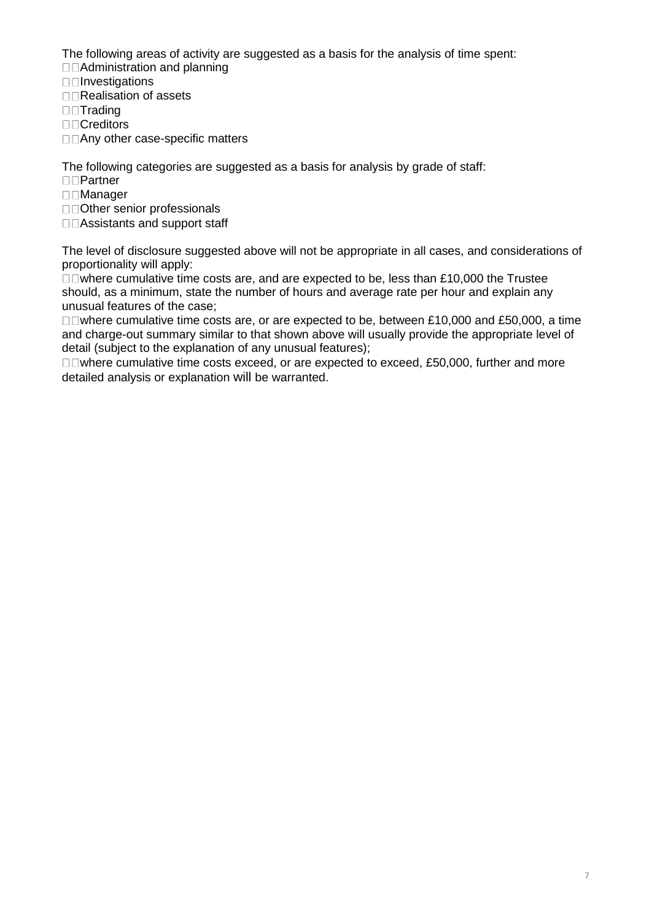The following areas of activity are suggested as a basis for the analysis of time spent:

- Administration and planning
- Investigations
- Realisation of assets
- Trading
- Creditors
- Any other case-specific matters

The following categories are suggested as a basis for analysis by grade of staff:

- Partner
- Manager
- Other senior professionals
- Assistants and support staff

The level of disclosure suggested above will not be appropriate in all cases, and considerations of proportionality will apply:

- where cumulative time costs are, and are expected to be, less than £10,000 the Trustee should, as a minimum, state the number of hours and average rate per hour and explain any unusual features of the case;
- where cumulative time costs are, or are expected to be, between £10,000 and £50,000, a time and charge-out summary similar to that shown above will usually provide the appropriate level of detail (subject to the explanation of any unusual features);
- where cumulative time costs exceed, or are expected to exceed, £50,000, further and more detailed analysis or explanation will be warranted.